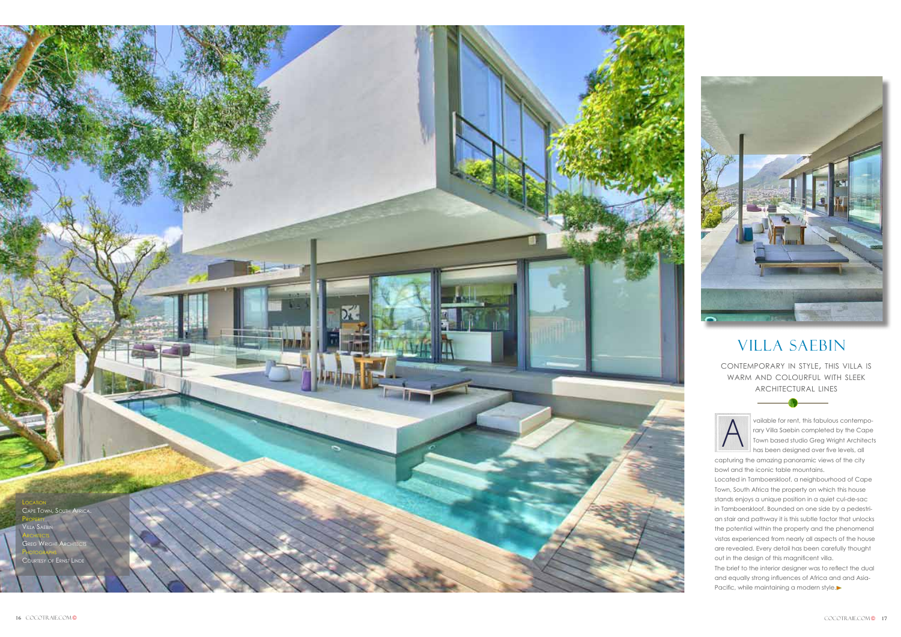Location
Cape Town, South Africa.
Property
Villa Saebin
Architects
Greg Wright Architects
Photographs
Courtesy of Ernst Linde

# VILLA SAEBIN

## CONTEMPORARY IN STYLE, THIS VILLA IS WARM AND COLOURFUL WITH SLEEK ARCHITECTURAL LINES

Available for rent, this fabulous contemporary Villa Saebin completed by the Cape Town based studio Greg Wright Architects has been designed over five levels, all capturing the amazing panoramic views of the city bowl and the iconic table mountains.

Located in Tamboerskloof, a neighbourhood of Cape Town, South Africa the property on which this house stands enjoys a unique position in a quiet cul-de-sac in Tamboerskloof. Bounded on one side by a pedestrian stair and pathway it is this subtle factor that unlocks the potential within the property and the phenomenal vistas experienced from nearly all aspects of the house are revealed. Every detail has been carefully thought out in the design of this magnificent villa.

The brief to the interior designer was to reflect the dual and equally strong influences of Africa and and Asia-Pacific, while maintaining a modern style.►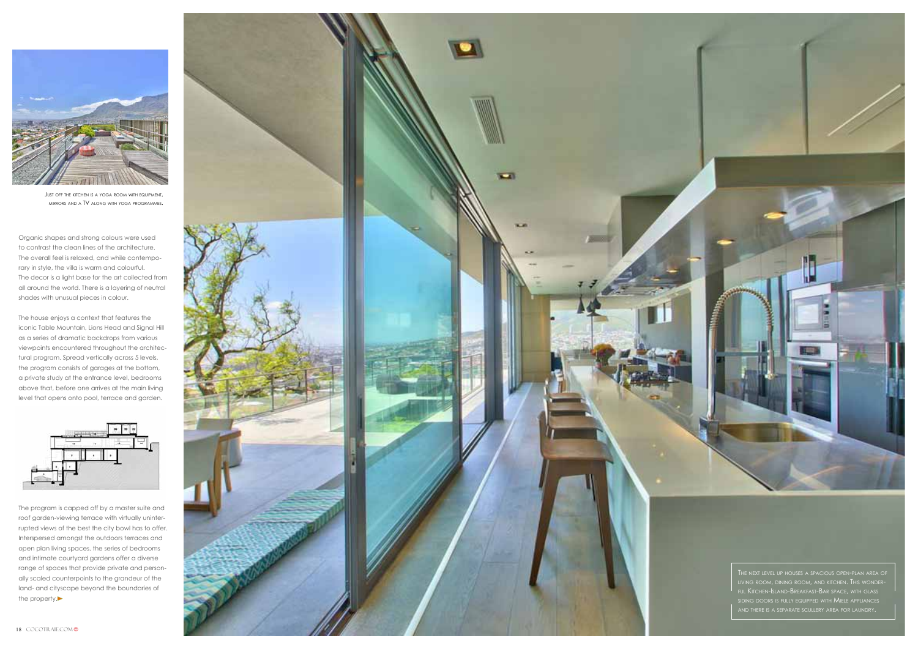Just off the kitchen is a yoga room with equipment, mirrors and a TV along with yoga programmes.

Organic shapes and strong colours were used to contrast the clean lines of the architecture. The overall feel is relaxed, and while contemporary in style, the villa is warm and colourful. The decor is a light base for the art collected from all around the world. There is a layering of neutral shades with unusual pieces in colour.

The house enjoys a context that features the iconic Table Mountain, Lions Head and Signal Hill as a series of dramatic backdrops from various viewpoints encountered throughout the architectural program. Spread vertically across 5 levels, the program consists of garages at the bottom, a private study at the entrance level, bedrooms above that, before one arrives at the main living level that opens onto pool, terrace and garden.

The program is capped off by a master suite and roof garden-viewing terrace with virtually uninterrupted views of the best the city bowl has to offer. Interspersed amongst the outdoors terraces and open plan living spaces, the series of bedrooms and intimate courtyard gardens offer a diverse range of spaces that provide private and personally scaled counterpoints to the grandeur of the land- and cityscape beyond the boundaries of the property.►

The next level up houses a spacious open-plan area of living room, dining room, and kitchen. This wonderful Kitchen-Island-Breakfast-Bar space, with glass siding doors is fully equipped with Miele appliances and there is a separate scullery area for laundry.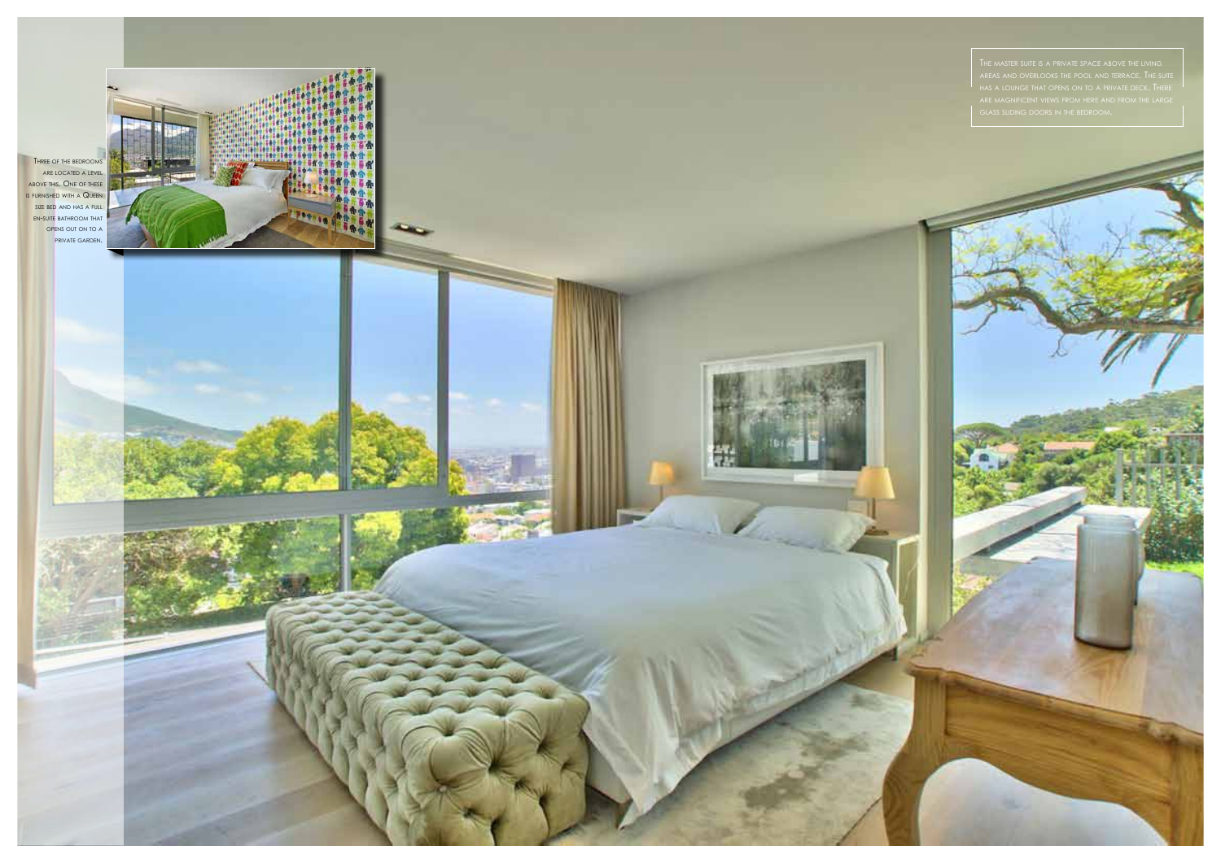Three of the bedrooms are located a level above this. One of these is furnished with a Queen size bed and has a full en-suite bathroom that opens out on to a private garden.

The master suite is a private space above the living areas and overlooks the pool and terrace. The suite has a lounge that opens on to a private deck. There are magnificent views from here and from the large glass sliding doors in the bedroom.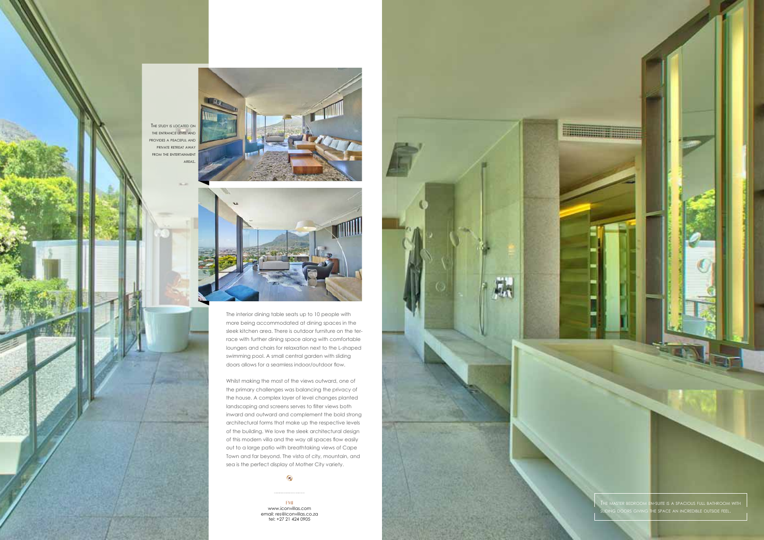The study is located on the entrance level and provides a peaceful and private retreat away from the entertainment areas.

The interior dining table seats up to 10 people with more being accommodated at dining spaces in the sleek kitchen area. There is outdoor furniture on the terrace with further dining space along with comfortable loungers and chairs for relaxation next to the L-shaped swimming pool. A small central garden with sliding doors allows for a seamless indoor/outdoor flow.

Whilst making the most of the views outward, one of the primary challenges was balancing the privacy of the house. A complex layer of level changes planted landscaping and screens serves to filter views both inward and outward and complement the bold strong architectural forms that make up the respective levels of the building. We love the sleek architectural design of this modern villa and the way all spaces flow easily out to a large patio with breathtaking views of Cape Town and far beyond. The vista of city, mountain, and sea is the perfect display of Mother City variety.

FMI
www.iconvillas.com
email: res@iconvillas.co.za
tel: +27 21 424 0905

The master bedroom en-suite is a spacious full bathroom with sliding doors giving the space an incredible outside feel.